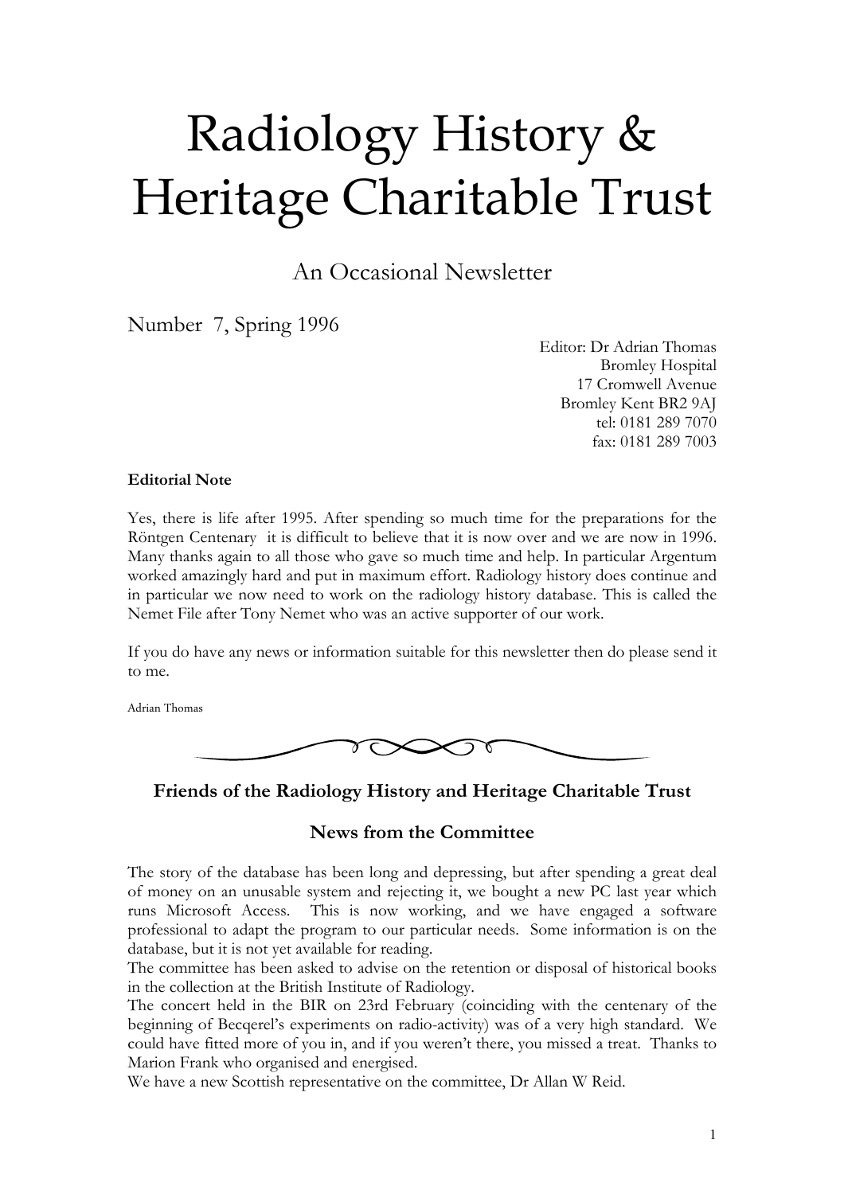# Radiology History & Heritage Charitable Trust

## An Occasional Newsletter

Number 7, Spring 1996

Editor: Dr Adrian Thomas
Bromley Hospital
17 Cromwell Avenue
Bromley Kent BR2 9AJ
tel: 0181 289 7070
fax: 0181 289 7003

**Editorial Note**

Yes, there is life after 1995. After spending so much time for the preparations for the Röntgen Centenary it is difficult to believe that it is now over and we are now in 1996. Many thanks again to all those who gave so much time and help. In particular Argentum worked amazingly hard and put in maximum effort. Radiology history does continue and in particular we now need to work on the radiology history database. This is called the Nemet File after Tony Nemet who was an active supporter of our work.

If you do have any news or information suitable for this newsletter then do please send it to me.

Adrian Thomas

### Friends of the Radiology History and Heritage Charitable Trust

### News from the Committee

The story of the database has been long and depressing, but after spending a great deal of money on an unusable system and rejecting it, we bought a new PC last year which runs Microsoft Access. This is now working, and we have engaged a software professional to adapt the program to our particular needs. Some information is on the database, but it is not yet available for reading.

The committee has been asked to advise on the retention or disposal of historical books in the collection at the British Institute of Radiology.

The concert held in the BIR on 23rd February (coinciding with the centenary of the beginning of Becqerel's experiments on radio-activity) was of a very high standard. We could have fitted more of you in, and if you weren't there, you missed a treat. Thanks to Marion Frank who organised and energised.

We have a new Scottish representative on the committee, Dr Allan W Reid.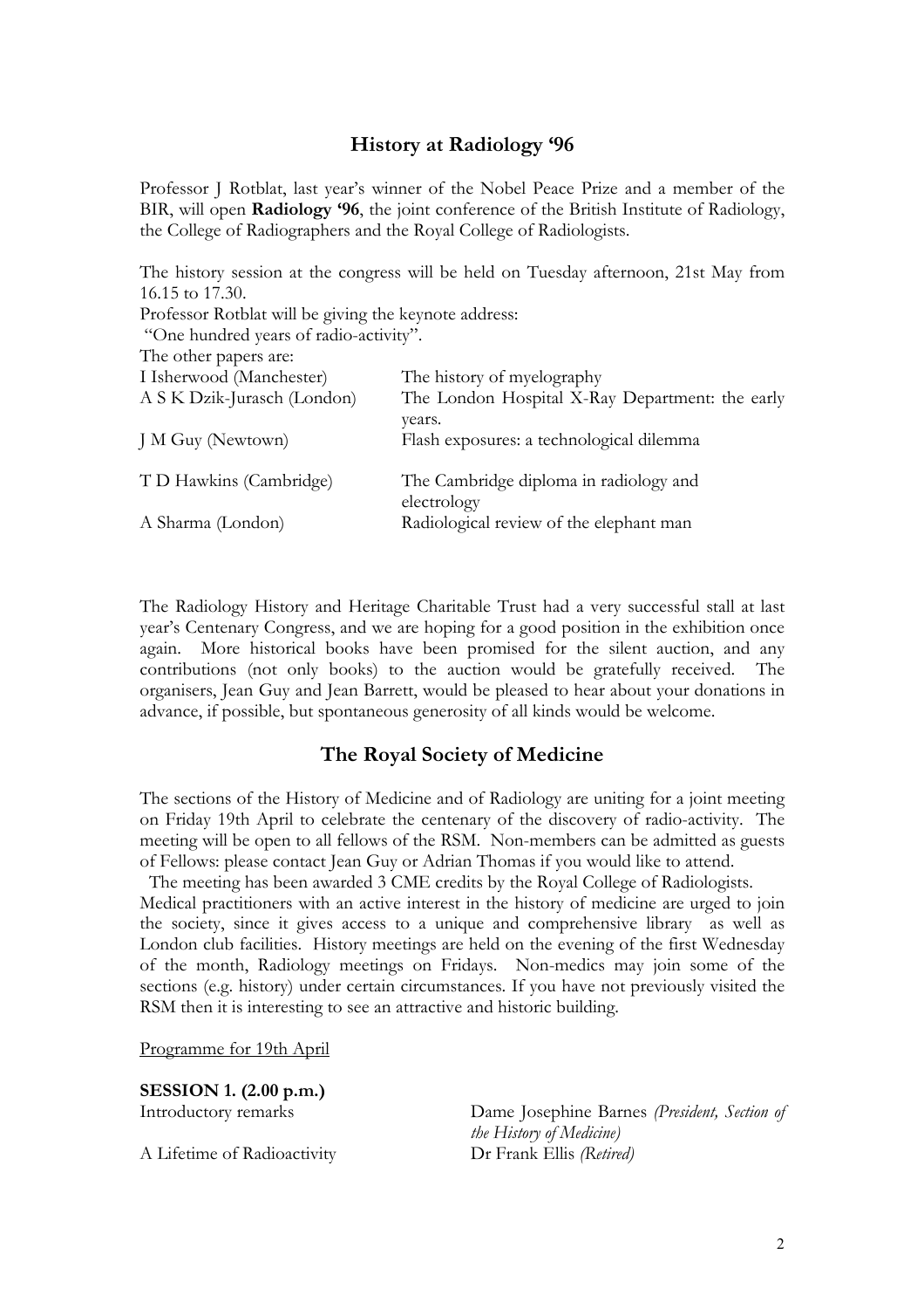## History at Radiology '96

Professor J Rotblat, last year's winner of the Nobel Peace Prize and a member of the BIR, will open **Radiology '96**, the joint conference of the British Institute of Radiology, the College of Radiographers and the Royal College of Radiologists.

The history session at the congress will be held on Tuesday afternoon, 21st May from 16.15 to 17.30.

Professor Rotblat will be giving the keynote address:

"One hundred years of radio-activity".

The other papers are:

| | |
|---|---|
| I Isherwood (Manchester) | The history of myelography |
| A S K Dzik-Jurasch (London) | The London Hospital X-Ray Department: the early years. |
| J M Guy (Newtown) | Flash exposures: a technological dilemma |
| T D Hawkins (Cambridge) | The Cambridge diploma in radiology and electrology |
| A Sharma (London) | Radiological review of the elephant man |

The Radiology History and Heritage Charitable Trust had a very successful stall at last year's Centenary Congress, and we are hoping for a good position in the exhibition once again. More historical books have been promised for the silent auction, and any contributions (not only books) to the auction would be gratefully received. The organisers, Jean Guy and Jean Barrett, would be pleased to hear about your donations in advance, if possible, but spontaneous generosity of all kinds would be welcome.

## The Royal Society of Medicine

The sections of the History of Medicine and of Radiology are uniting for a joint meeting on Friday 19th April to celebrate the centenary of the discovery of radio-activity. The meeting will be open to all fellows of the RSM. Non-members can be admitted as guests of Fellows: please contact Jean Guy or Adrian Thomas if you would like to attend.

The meeting has been awarded 3 CME credits by the Royal College of Radiologists. Medical practitioners with an active interest in the history of medicine are urged to join the society, since it gives access to a unique and comprehensive library as well as London club facilities. History meetings are held on the evening of the first Wednesday of the month, Radiology meetings on Fridays. Non-medics may join some of the sections (e.g. history) under certain circumstances. If you have not previously visited the RSM then it is interesting to see an attractive and historic building.

<u>Programme for 19th April</u>

**SESSION 1. (2.00 p.m.)**

| | |
|---|---|
| Introductory remarks | Dame Josephine Barnes *(President, Section of the History of Medicine)* |
| A Lifetime of Radioactivity | Dr Frank Ellis *(Retired)* |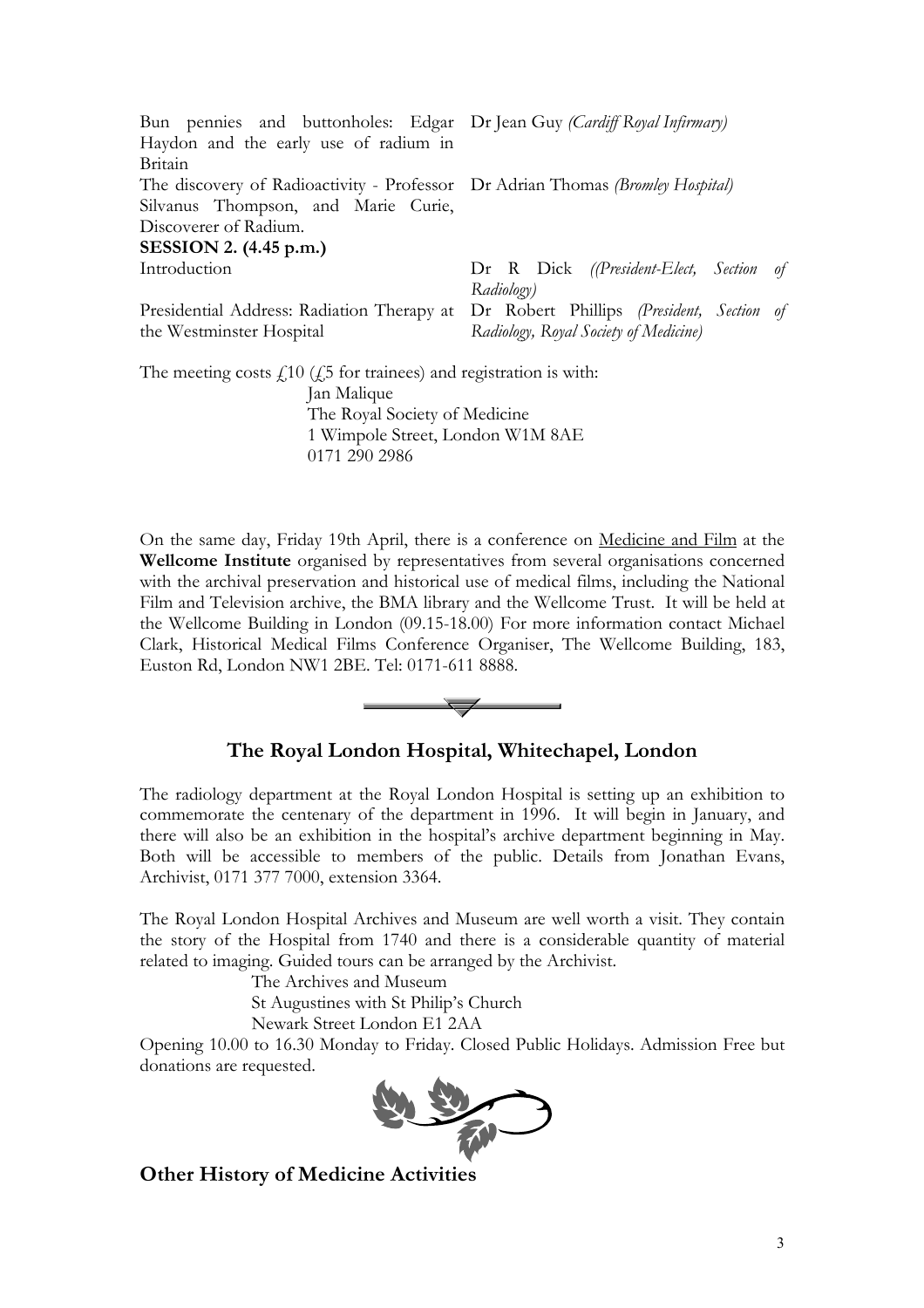| | |
|---|---|
| Bun pennies and buttonholes: Edgar Haydon and the early use of radium in Britain | Dr Jean Guy *(Cardiff Royal Infirmary)* |
| The discovery of Radioactivity - Professor Silvanus Thompson, and Marie Curie, Discoverer of Radium. | Dr Adrian Thomas *(Bromley Hospital)* |
| **SESSION 2. (4.45 p.m.)** | |
| Introduction | Dr R Dick *((President-Elect, Section of Radiology)* |
| Presidential Address: Radiation Therapy at the Westminster Hospital | Dr Robert Phillips *(President, Section of Radiology, Royal Society of Medicine)* |

The meeting costs £10 (£5 for trainees) and registration is with:

Jan Malique
The Royal Society of Medicine
1 Wimpole Street, London W1M 8AE
0171 290 2986

On the same day, Friday 19th April, there is a conference on Medicine and Film at the **Wellcome Institute** organised by representatives from several organisations concerned with the archival preservation and historical use of medical films, including the National Film and Television archive, the BMA library and the Wellcome Trust. It will be held at the Wellcome Building in London (09.15-18.00) For more information contact Michael Clark, Historical Medical Films Conference Organiser, The Wellcome Building, 183, Euston Rd, London NW1 2BE. Tel: 0171-611 8888.

## The Royal London Hospital, Whitechapel, London

The radiology department at the Royal London Hospital is setting up an exhibition to commemorate the centenary of the department in 1996. It will begin in January, and there will also be an exhibition in the hospital's archive department beginning in May. Both will be accessible to members of the public. Details from Jonathan Evans, Archivist, 0171 377 7000, extension 3364.

The Royal London Hospital Archives and Museum are well worth a visit. They contain the story of the Hospital from 1740 and there is a considerable quantity of material related to imaging. Guided tours can be arranged by the Archivist.

The Archives and Museum
St Augustines with St Philip's Church
Newark Street London E1 2AA

Opening 10.00 to 16.30 Monday to Friday. Closed Public Holidays. Admission Free but donations are requested.

## Other History of Medicine Activities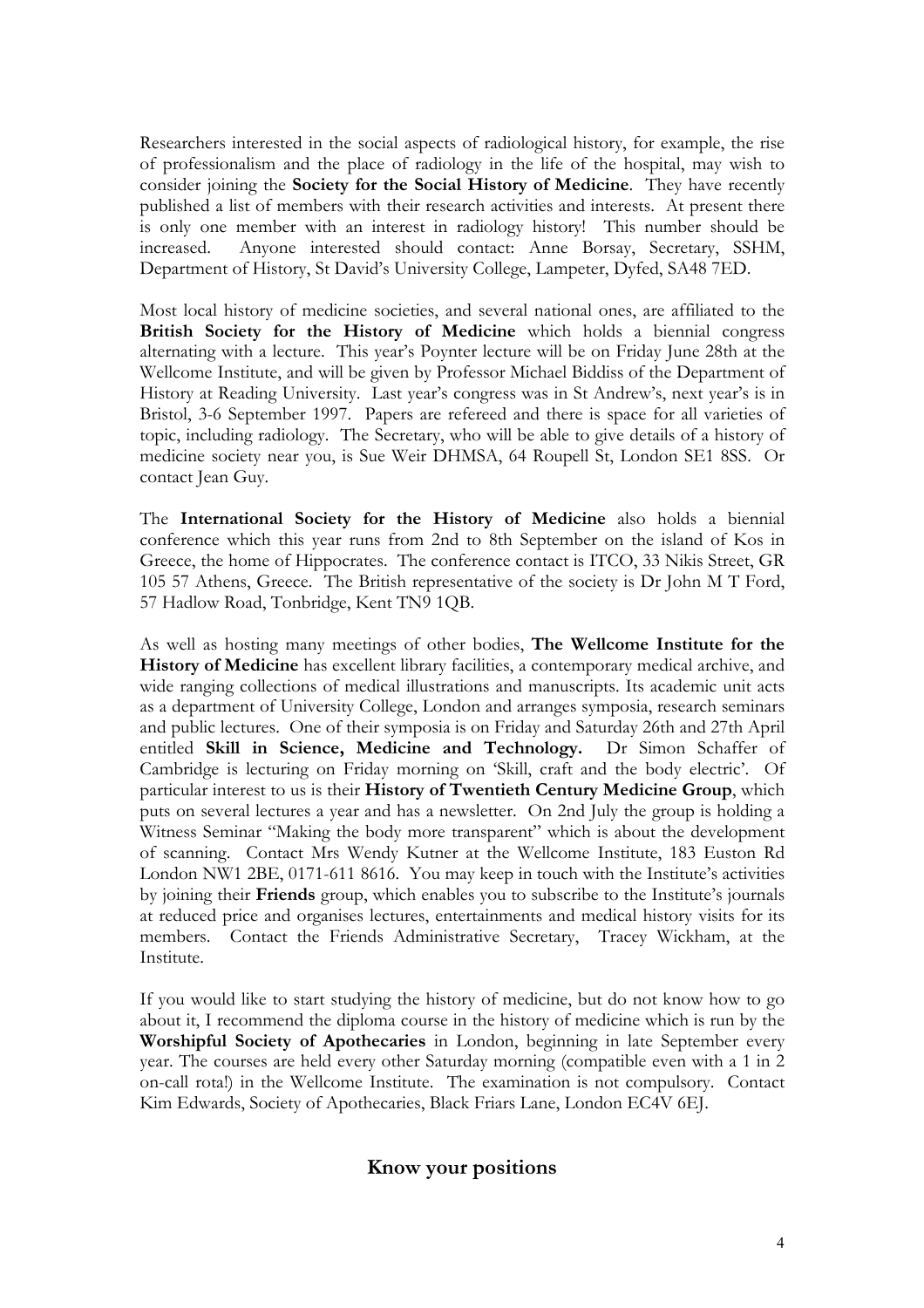Researchers interested in the social aspects of radiological history, for example, the rise of professionalism and the place of radiology in the life of the hospital, may wish to consider joining the **Society for the Social History of Medicine**. They have recently published a list of members with their research activities and interests. At present there is only one member with an interest in radiology history! This number should be increased. Anyone interested should contact: Anne Borsay, Secretary, SSHM, Department of History, St David's University College, Lampeter, Dyfed, SA48 7ED.

Most local history of medicine societies, and several national ones, are affiliated to the **British Society for the History of Medicine** which holds a biennial congress alternating with a lecture. This year's Poynter lecture will be on Friday June 28th at the Wellcome Institute, and will be given by Professor Michael Biddiss of the Department of History at Reading University. Last year's congress was in St Andrew's, next year's is in Bristol, 3-6 September 1997. Papers are refereed and there is space for all varieties of topic, including radiology. The Secretary, who will be able to give details of a history of medicine society near you, is Sue Weir DHMSA, 64 Roupell St, London SE1 8SS. Or contact Jean Guy.

The **International Society for the History of Medicine** also holds a biennial conference which this year runs from 2nd to 8th September on the island of Kos in Greece, the home of Hippocrates. The conference contact is ITCO, 33 Nikis Street, GR 105 57 Athens, Greece. The British representative of the society is Dr John M T Ford, 57 Hadlow Road, Tonbridge, Kent TN9 1QB.

As well as hosting many meetings of other bodies, **The Wellcome Institute for the History of Medicine** has excellent library facilities, a contemporary medical archive, and wide ranging collections of medical illustrations and manuscripts. Its academic unit acts as a department of University College, London and arranges symposia, research seminars and public lectures. One of their symposia is on Friday and Saturday 26th and 27th April entitled **Skill in Science, Medicine and Technology.** Dr Simon Schaffer of Cambridge is lecturing on Friday morning on 'Skill, craft and the body electric'. Of particular interest to us is their **History of Twentieth Century Medicine Group**, which puts on several lectures a year and has a newsletter. On 2nd July the group is holding a Witness Seminar "Making the body more transparent" which is about the development of scanning. Contact Mrs Wendy Kutner at the Wellcome Institute, 183 Euston Rd London NW1 2BE, 0171-611 8616. You may keep in touch with the Institute's activities by joining their **Friends** group, which enables you to subscribe to the Institute's journals at reduced price and organises lectures, entertainments and medical history visits for its members. Contact the Friends Administrative Secretary, Tracey Wickham, at the Institute.

If you would like to start studying the history of medicine, but do not know how to go about it, I recommend the diploma course in the history of medicine which is run by the **Worshipful Society of Apothecaries** in London, beginning in late September every year. The courses are held every other Saturday morning (compatible even with a 1 in 2 on-call rota!) in the Wellcome Institute. The examination is not compulsory. Contact Kim Edwards, Society of Apothecaries, Black Friars Lane, London EC4V 6EJ.

## Know your positions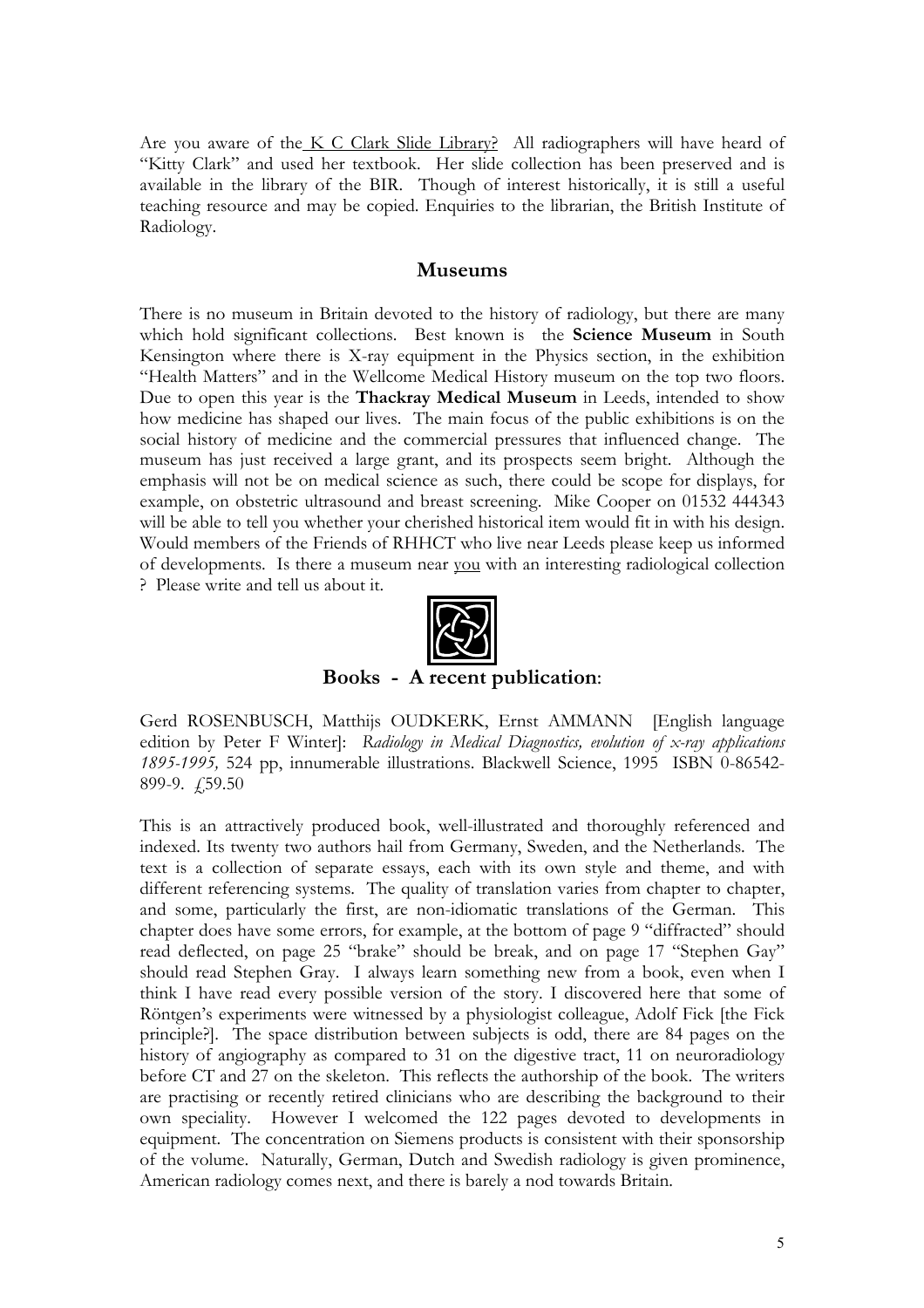Are you aware of the K C Clark Slide Library? All radiographers will have heard of "Kitty Clark" and used her textbook. Her slide collection has been preserved and is available in the library of the BIR. Though of interest historically, it is still a useful teaching resource and may be copied. Enquiries to the librarian, the British Institute of Radiology.

## Museums

There is no museum in Britain devoted to the history of radiology, but there are many which hold significant collections. Best known is the **Science Museum** in South Kensington where there is X-ray equipment in the Physics section, in the exhibition "Health Matters" and in the Wellcome Medical History museum on the top two floors. Due to open this year is the **Thackray Medical Museum** in Leeds, intended to show how medicine has shaped our lives. The main focus of the public exhibitions is on the social history of medicine and the commercial pressures that influenced change. The museum has just received a large grant, and its prospects seem bright. Although the emphasis will not be on medical science as such, there could be scope for displays, for example, on obstetric ultrasound and breast screening. Mike Cooper on 01532 444343 will be able to tell you whether your cherished historical item would fit in with his design. Would members of the Friends of RHHCT who live near Leeds please keep us informed of developments. Is there a museum near you with an interesting radiological collection ? Please write and tell us about it.

## Books - A recent publication:

Gerd ROSENBUSCH, Matthijs OUDKERK, Ernst AMMANN [English language edition by Peter F Winter]: *Radiology in Medical Diagnostics, evolution of x-ray applications 1895-1995,* 524 pp, innumerable illustrations. Blackwell Science, 1995 ISBN 0-86542-899-9. £59.50

This is an attractively produced book, well-illustrated and thoroughly referenced and indexed. Its twenty two authors hail from Germany, Sweden, and the Netherlands. The text is a collection of separate essays, each with its own style and theme, and with different referencing systems. The quality of translation varies from chapter to chapter, and some, particularly the first, are non-idiomatic translations of the German. This chapter does have some errors, for example, at the bottom of page 9 "diffracted" should read deflected, on page 25 "brake" should be break, and on page 17 "Stephen Gay" should read Stephen Gray. I always learn something new from a book, even when I think I have read every possible version of the story. I discovered here that some of Röntgen's experiments were witnessed by a physiologist colleague, Adolf Fick [the Fick principle?]. The space distribution between subjects is odd, there are 84 pages on the history of angiography as compared to 31 on the digestive tract, 11 on neuroradiology before CT and 27 on the skeleton. This reflects the authorship of the book. The writers are practising or recently retired clinicians who are describing the background to their own speciality. However I welcomed the 122 pages devoted to developments in equipment. The concentration on Siemens products is consistent with their sponsorship of the volume. Naturally, German, Dutch and Swedish radiology is given prominence, American radiology comes next, and there is barely a nod towards Britain.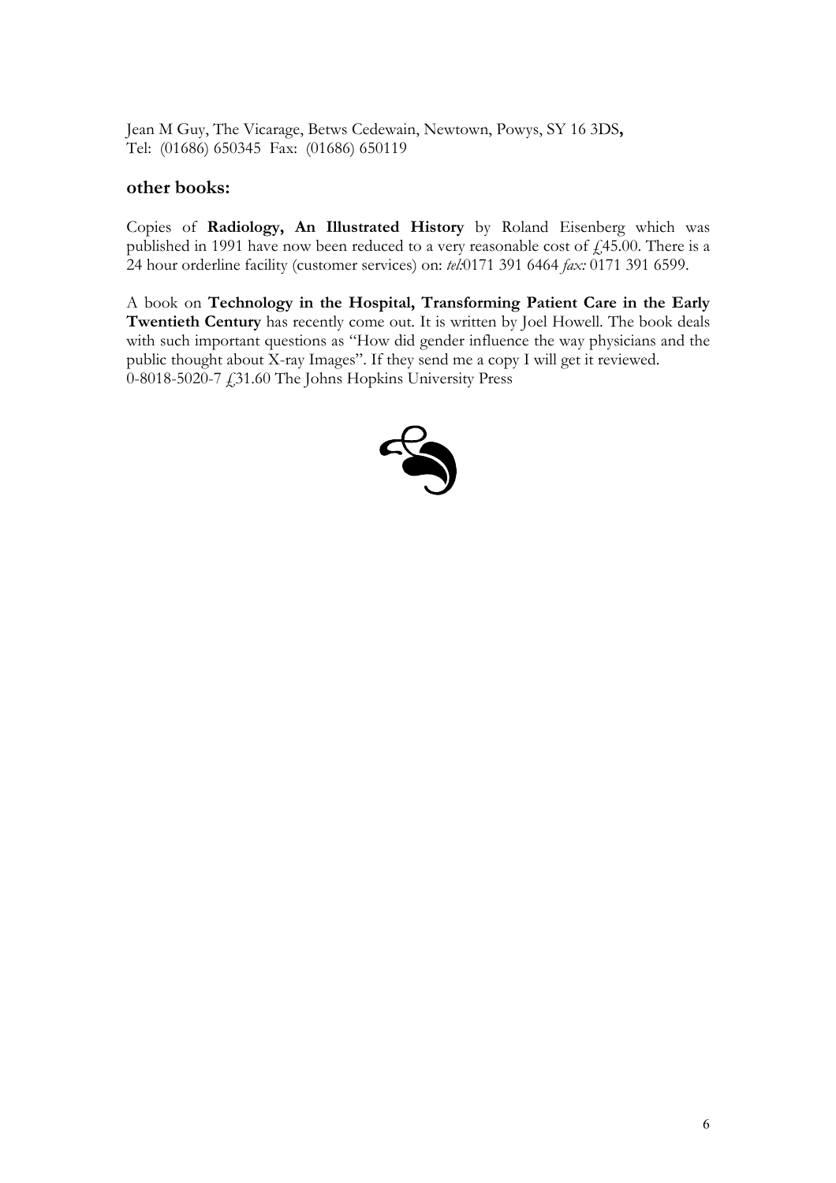Jean M Guy, The Vicarage, Betws Cedewain, Newtown, Powys, SY 16 3DS**,**
Tel: (01686) 650345 Fax: (01686) 650119

## other books:

Copies of **Radiology, An Illustrated History** by Roland Eisenberg which was published in 1991 have now been reduced to a very reasonable cost of £45.00. There is a 24 hour orderline facility (customer services) on: *tel*:0171 391 6464 *fax:* 0171 391 6599.

A book on **Technology in the Hospital, Transforming Patient Care in the Early Twentieth Century** has recently come out. It is written by Joel Howell. The book deals with such important questions as "How did gender influence the way physicians and the public thought about X-ray Images". If they send me a copy I will get it reviewed.
0-8018-5020-7 £31.60 The Johns Hopkins University Press